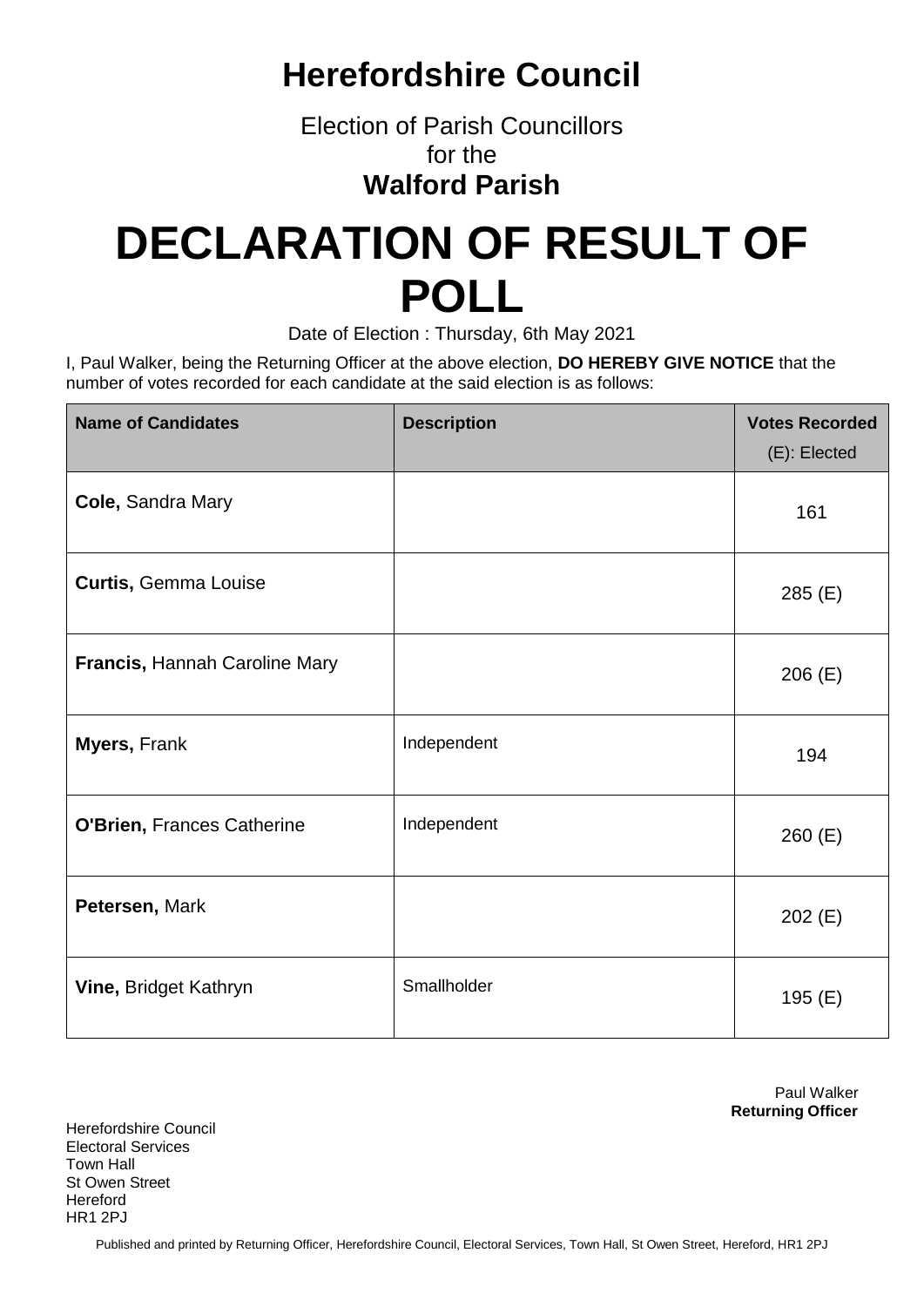# Herefordshire Council

Election of Parish Councillors
for the
**Walford Parish**

# DECLARATION OF RESULT OF POLL

Date of Election : Thursday, 6th May 2021

I, Paul Walker, being the Returning Officer at the above election, **DO HEREBY GIVE NOTICE** that the number of votes recorded for each candidate at the said election is as follows:

| Name of Candidates | Description | Votes Recorded (E): Elected |
|---|---|---|
| **Cole,** Sandra Mary | | 161 |
| **Curtis,** Gemma Louise | | 285 (E) |
| **Francis,** Hannah Caroline Mary | | 206 (E) |
| **Myers,** Frank | Independent | 194 |
| **O'Brien,** Frances Catherine | Independent | 260 (E) |
| **Petersen,** Mark | | 202 (E) |
| **Vine,** Bridget Kathryn | Smallholder | 195 (E) |

Paul Walker
**Returning Officer**

Herefordshire Council
Electoral Services
Town Hall
St Owen Street
Hereford
HR1 2PJ

Published and printed by Returning Officer, Herefordshire Council, Electoral Services, Town Hall, St Owen Street, Hereford, HR1 2PJ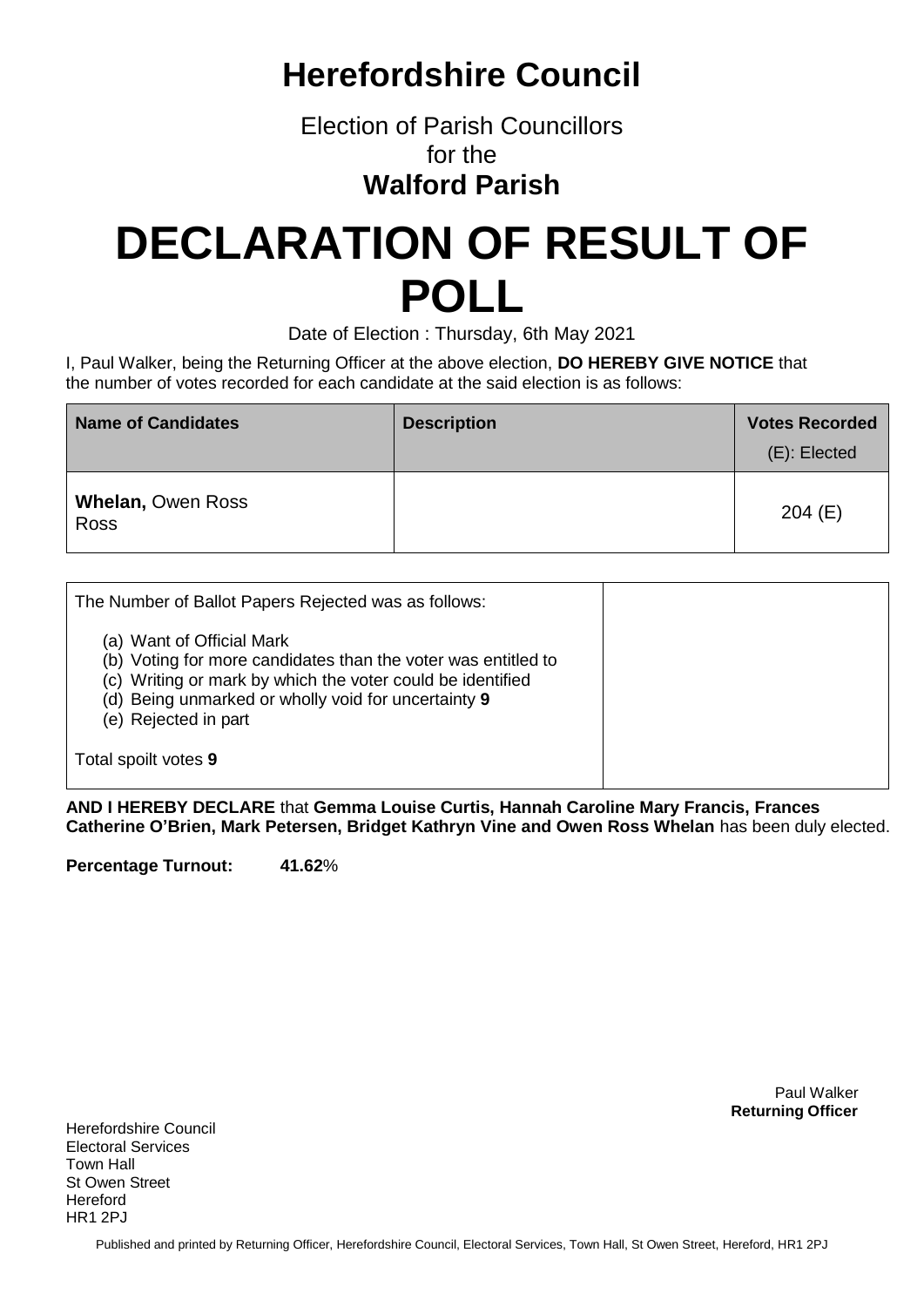# Herefordshire Council

Election of Parish Councillors
for the
**Walford Parish**

# DECLARATION OF RESULT OF POLL

Date of Election : Thursday, 6th May 2021

I, Paul Walker, being the Returning Officer at the above election, **DO HEREBY GIVE NOTICE** that the number of votes recorded for each candidate at the said election is as follows:

| Name of Candidates | Description | Votes Recorded (E): Elected |
|---|---|---|
| **Whelan,** Owen Ross Ross | | 204 (E) |

| | |
|---|---|
| The Number of Ballot Papers Rejected was as follows:<br><br>(a) Want of Official Mark<br>(b) Voting for more candidates than the voter was entitled to<br>(c) Writing or mark by which the voter could be identified<br>(d) Being unmarked or wholly void for uncertainty **9**<br>(e) Rejected in part<br><br>Total spoilt votes **9** | |

**AND I HEREBY DECLARE** that **Gemma Louise Curtis, Hannah Caroline Mary Francis, Frances Catherine O'Brien, Mark Petersen, Bridget Kathryn Vine and Owen Ross Whelan** has been duly elected.

**Percentage Turnout: 41.62**%

Paul Walker
**Returning Officer**

Herefordshire Council
Electoral Services
Town Hall
St Owen Street
Hereford
HR1 2PJ

Published and printed by Returning Officer, Herefordshire Council, Electoral Services, Town Hall, St Owen Street, Hereford, HR1 2PJ